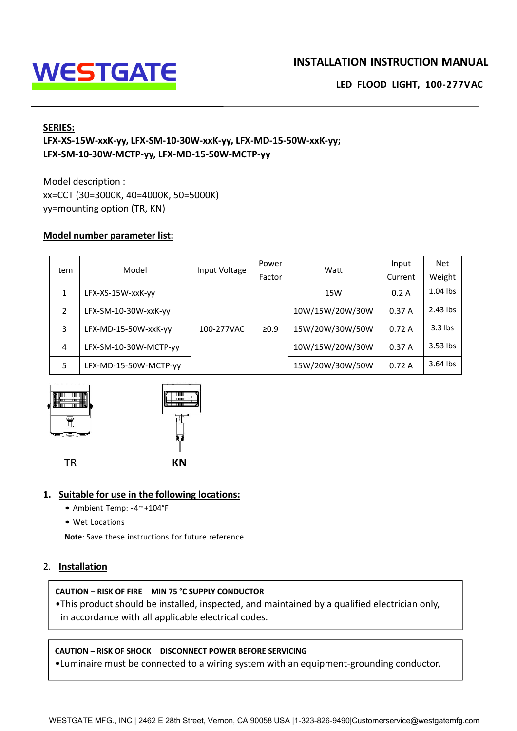WESTGATE

# INSTALLATION INSTRUCTION MANUAL

**LED FLOOD LIGHT, 100-277VAC**

**SERIES:**

**LFX-XS-15W-xxK-yy, LFX-SM-10-30W-xxK-yy, LFX-MD-15-50W-xxK-yy; LFX-SM-10-30W-MCTP-yy, LFX-MD-15-50W-MCTP-yy**

Model description :
xx=CCT (30=3000K, 40=4000K, 50=5000K)
yy=mounting option (TR, KN)

**Model number parameter list:**

| Item | Model | Input Voltage | Power Factor | Watt | Input Current | Net Weight |
|---|---|---|---|---|---|---|
| 1 | LFX-XS-15W-xxK-yy | 100-277VAC | ≥0.9 | 15W | 0.2 A | 1.04 lbs |
| 2 | LFX-SM-10-30W-xxK-yy | | | 10W/15W/20W/30W | 0.37 A | 2.43 lbs |
| 3 | LFX-MD-15-50W-xxK-yy | | | 15W/20W/30W/50W | 0.72 A | 3.3 lbs |
| 4 | LFX-SM-10-30W-MCTP-yy | | | 10W/15W/20W/30W | 0.37 A | 3.53 lbs |
| 5 | LFX-MD-15-50W-MCTP-yy | | | 15W/20W/30W/50W | 0.72 A | 3.64 lbs |

TR

**KN**

## 1. Suitable for use in the following locations:

- Ambient Temp: -4~+104°F
- Wet Locations

**Note**: Save these instructions for future reference.

## 2. Installation

**CAUTION – RISK OF FIRE MIN 75 °C SUPPLY CONDUCTOR**

•This product should be installed, inspected, and maintained by a qualified electrician only, in accordance with all applicable electrical codes.

**CAUTION – RISK OF SHOCK DISCONNECT POWER BEFORE SERVICING**

•Luminaire must be connected to a wiring system with an equipment-grounding conductor.

WESTGATE MFG., INC | 2462 E 28th Street, Vernon, CA 90058 USA |1-323-826-9490|Customerservice@westgatemfg.com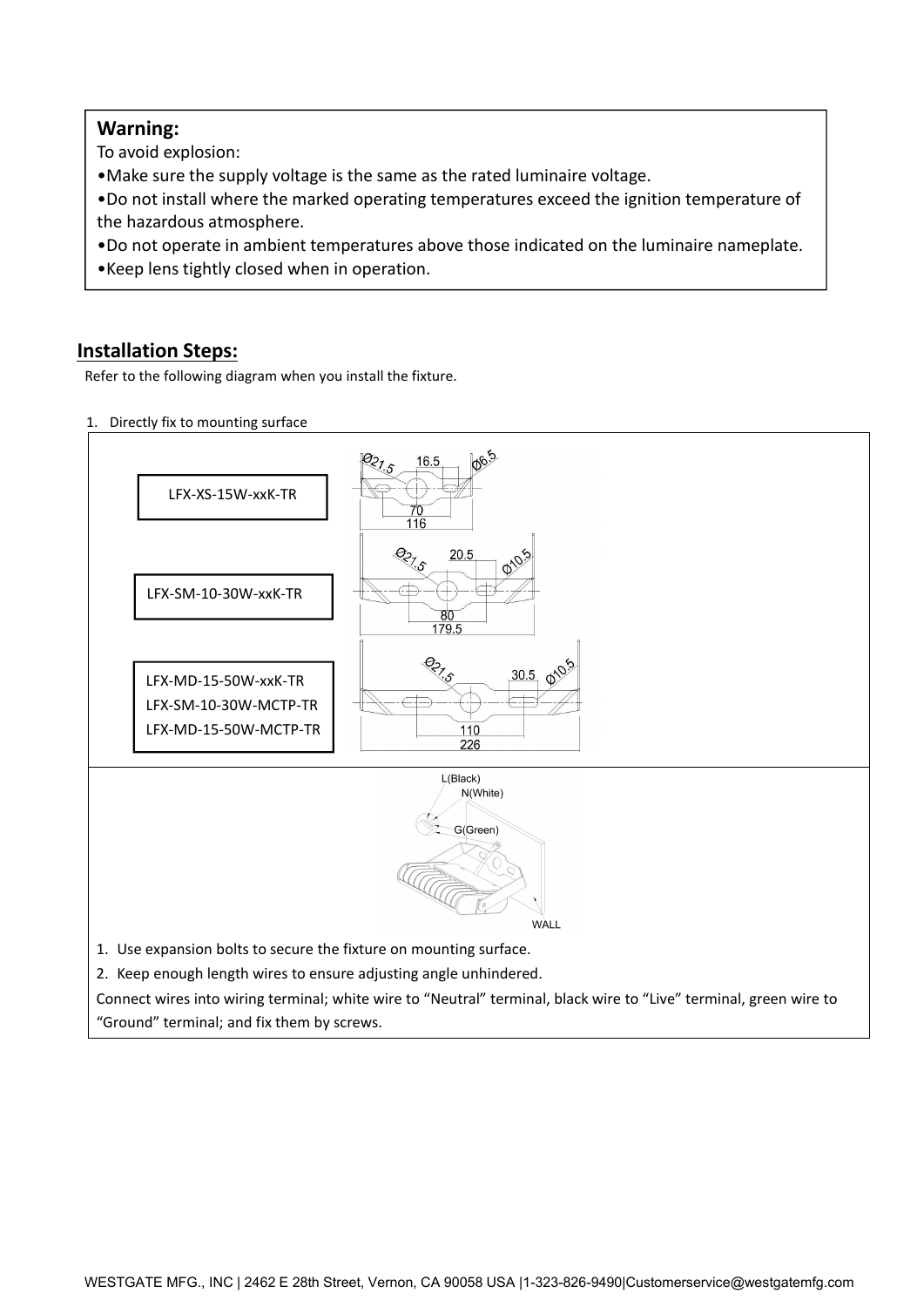**Warning:**

To avoid explosion:

•Make sure the supply voltage is the same as the rated luminaire voltage.

•Do not install where the marked operating temperatures exceed the ignition temperature of the hazardous atmosphere.

•Do not operate in ambient temperatures above those indicated on the luminaire nameplate.

•Keep lens tightly closed when in operation.

## Installation Steps:

Refer to the following diagram when you install the fixture.

1. Directly fix to mounting surface

LFX-XS-15W-xxK-TR

Ø21.5 16.5 Ø6.5 70 116

LFX-SM-10-30W-xxK-TR

Ø21.5 20.5 Ø10.5 80 179.5

LFX-MD-15-50W-xxK-TR
LFX-SM-10-30W-MCTP-TR
LFX-MD-15-50W-MCTP-TR

Ø21.5 30.5 Ø10.5 110 226

L(Black) N(White) G(Green) WALL

1. Use expansion bolts to secure the fixture on mounting surface.
2. Keep enough length wires to ensure adjusting angle unhindered.

Connect wires into wiring terminal; white wire to "Neutral" terminal, black wire to "Live" terminal, green wire to "Ground" terminal; and fix them by screws.

WESTGATE MFG., INC | 2462 E 28th Street, Vernon, CA 90058 USA |1-323-826-9490|Customerservice@westgatemfg.com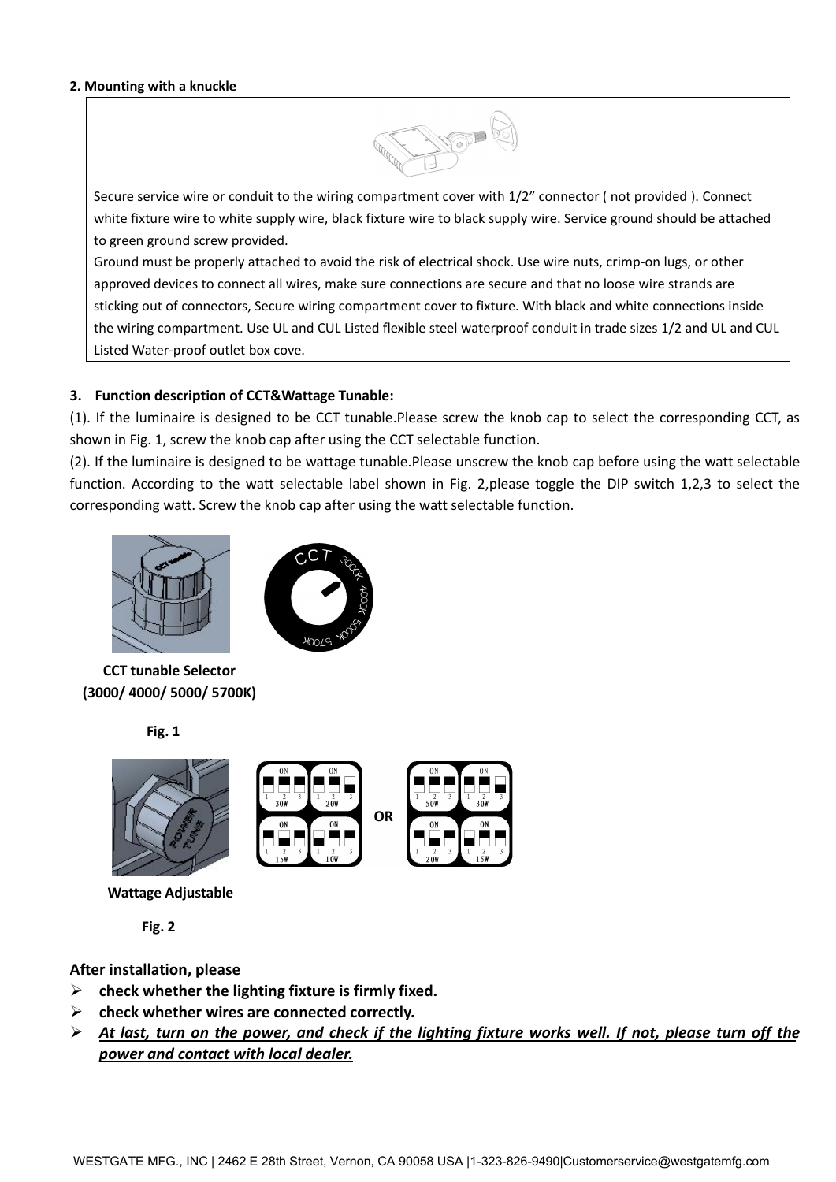**2. Mounting with a knuckle**

Secure service wire or conduit to the wiring compartment cover with 1/2” connector ( not provided ). Connect white fixture wire to white supply wire, black fixture wire to black supply wire. Service ground should be attached to green ground screw provided.
Ground must be properly attached to avoid the risk of electrical shock. Use wire nuts, crimp-on lugs, or other approved devices to connect all wires, make sure connections are secure and that no loose wire strands are sticking out of connectors, Secure wiring compartment cover to fixture. With black and white connections inside the wiring compartment. Use UL and CUL Listed flexible steel waterproof conduit in trade sizes 1/2 and UL and CUL Listed Water-proof outlet box cove.

**3. Function description of CCT&Wattage Tunable:**

(1). If the luminaire is designed to be CCT tunable.Please screw the knob cap to select the corresponding CCT, as shown in Fig. 1, screw the knob cap after using the CCT selectable function.

(2). If the luminaire is designed to be wattage tunable.Please unscrew the knob cap before using the watt selectable function. According to the watt selectable label shown in Fig. 2,please toggle the DIP switch 1,2,3 to select the corresponding watt. Screw the knob cap after using the watt selectable function.

CCT
3000K
4000K
5000K
5700K

**CCT tunable Selector (3000/ 4000/ 5000/ 5700K)**

**Fig. 1**

ON 1 2 3 30W
ON 1 2 3 20W
ON 1 2 3 15W
ON 1 2 3 10W

**OR**

ON 1 2 3 50W
ON 1 2 3 30W
ON 1 2 3 20W
ON 1 2 3 15W

**Wattage Adjustable**

**Fig. 2**

**After installation, please**

- **check whether the lighting fixture is firmly fixed.**
- **check whether wires are connected correctly.**
- ***At last, turn on the power, and check if the lighting fixture works well. If not, please turn off the power and contact with local dealer.***

WESTGATE MFG., INC | 2462 E 28th Street, Vernon, CA 90058 USA |1-323-826-9490|Customerservice@westgatemfg.com